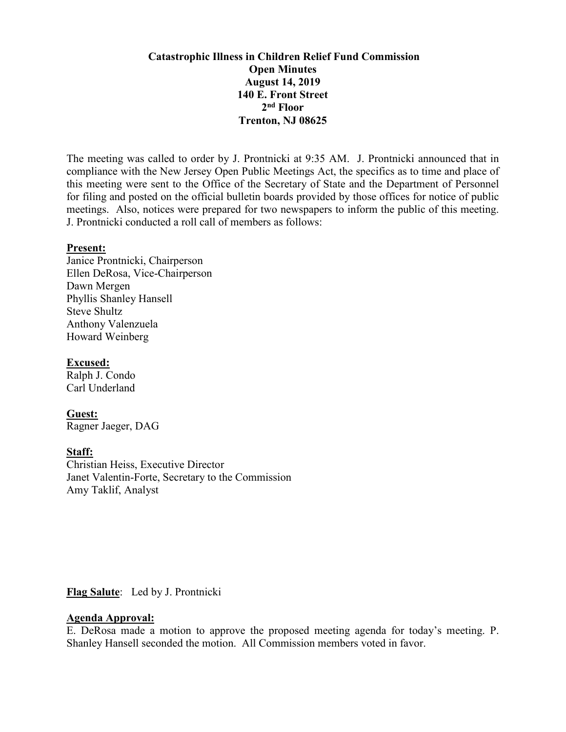**Catastrophic Illness in Children Relief Fund Commission**
**Open Minutes**
**August 14, 2019**
**140 E. Front Street**
**2nd Floor**
**Trenton, NJ 08625**

The meeting was called to order by J. Prontnicki at 9:35 AM. J. Prontnicki announced that in compliance with the New Jersey Open Public Meetings Act, the specifics as to time and place of this meeting were sent to the Office of the Secretary of State and the Department of Personnel for filing and posted on the official bulletin boards provided by those offices for notice of public meetings. Also, notices were prepared for two newspapers to inform the public of this meeting. J. Prontnicki conducted a roll call of members as follows:

**Present:**
Janice Prontnicki, Chairperson
Ellen DeRosa, Vice-Chairperson
Dawn Mergen
Phyllis Shanley Hansell
Steve Shultz
Anthony Valenzuela
Howard Weinberg

**Excused:**
Ralph J. Condo
Carl Underland

**Guest:**
Ragner Jaeger, DAG

**Staff:**
Christian Heiss, Executive Director
Janet Valentin-Forte, Secretary to the Commission
Amy Taklif, Analyst

**Flag Salute**: Led by J. Prontnicki

**Agenda Approval:**
E. DeRosa made a motion to approve the proposed meeting agenda for today's meeting. P. Shanley Hansell seconded the motion. All Commission members voted in favor.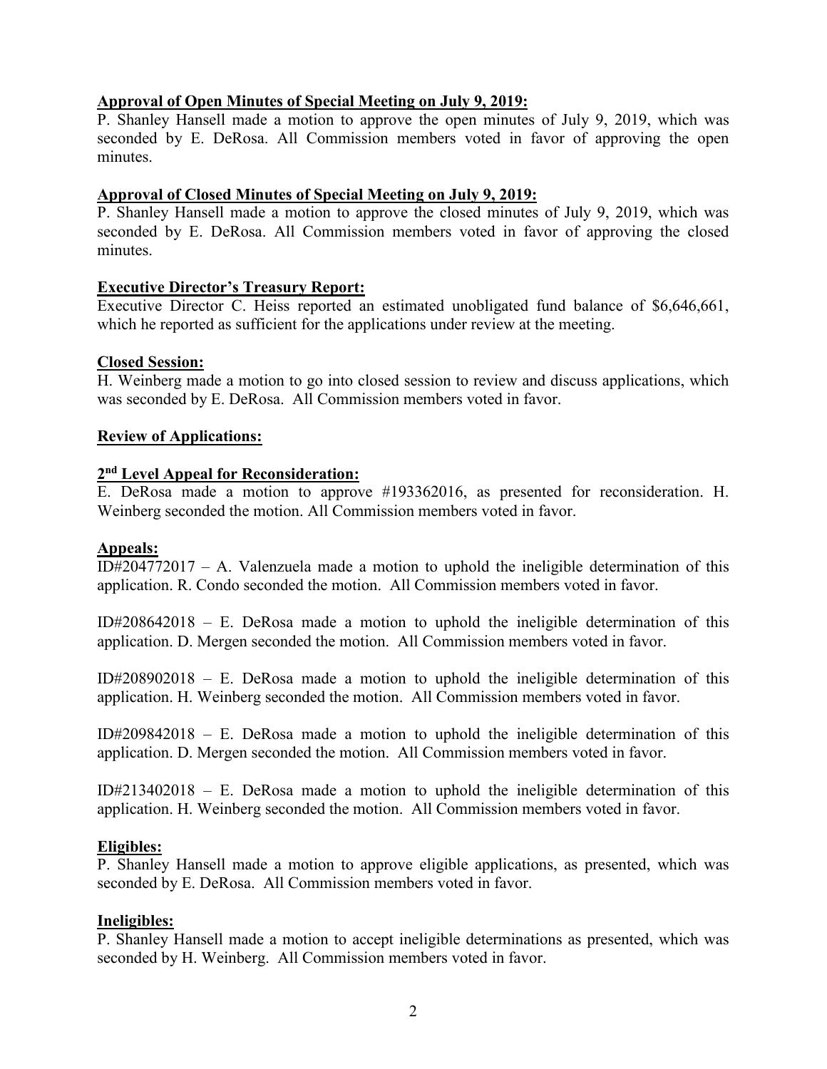**Approval of Open Minutes of Special Meeting on July 9, 2019:**
P. Shanley Hansell made a motion to approve the open minutes of July 9, 2019, which was seconded by E. DeRosa. All Commission members voted in favor of approving the open minutes.

**Approval of Closed Minutes of Special Meeting on July 9, 2019:**
P. Shanley Hansell made a motion to approve the closed minutes of July 9, 2019, which was seconded by E. DeRosa. All Commission members voted in favor of approving the closed minutes.

**Executive Director's Treasury Report:**
Executive Director C. Heiss reported an estimated unobligated fund balance of $6,646,661, which he reported as sufficient for the applications under review at the meeting.

**Closed Session:**
H. Weinberg made a motion to go into closed session to review and discuss applications, which was seconded by E. DeRosa. All Commission members voted in favor.

**Review of Applications:**

**2nd Level Appeal for Reconsideration:**
E. DeRosa made a motion to approve #193362016, as presented for reconsideration. H. Weinberg seconded the motion. All Commission members voted in favor.

**Appeals:**
ID#204772017 – A. Valenzuela made a motion to uphold the ineligible determination of this application. R. Condo seconded the motion. All Commission members voted in favor.

ID#208642018 – E. DeRosa made a motion to uphold the ineligible determination of this application. D. Mergen seconded the motion. All Commission members voted in favor.

ID#208902018 – E. DeRosa made a motion to uphold the ineligible determination of this application. H. Weinberg seconded the motion. All Commission members voted in favor.

ID#209842018 – E. DeRosa made a motion to uphold the ineligible determination of this application. D. Mergen seconded the motion. All Commission members voted in favor.

ID#213402018 – E. DeRosa made a motion to uphold the ineligible determination of this application. H. Weinberg seconded the motion. All Commission members voted in favor.

**Eligibles:**
P. Shanley Hansell made a motion to approve eligible applications, as presented, which was seconded by E. DeRosa. All Commission members voted in favor.

**Ineligibles:**
P. Shanley Hansell made a motion to accept ineligible determinations as presented, which was seconded by H. Weinberg. All Commission members voted in favor.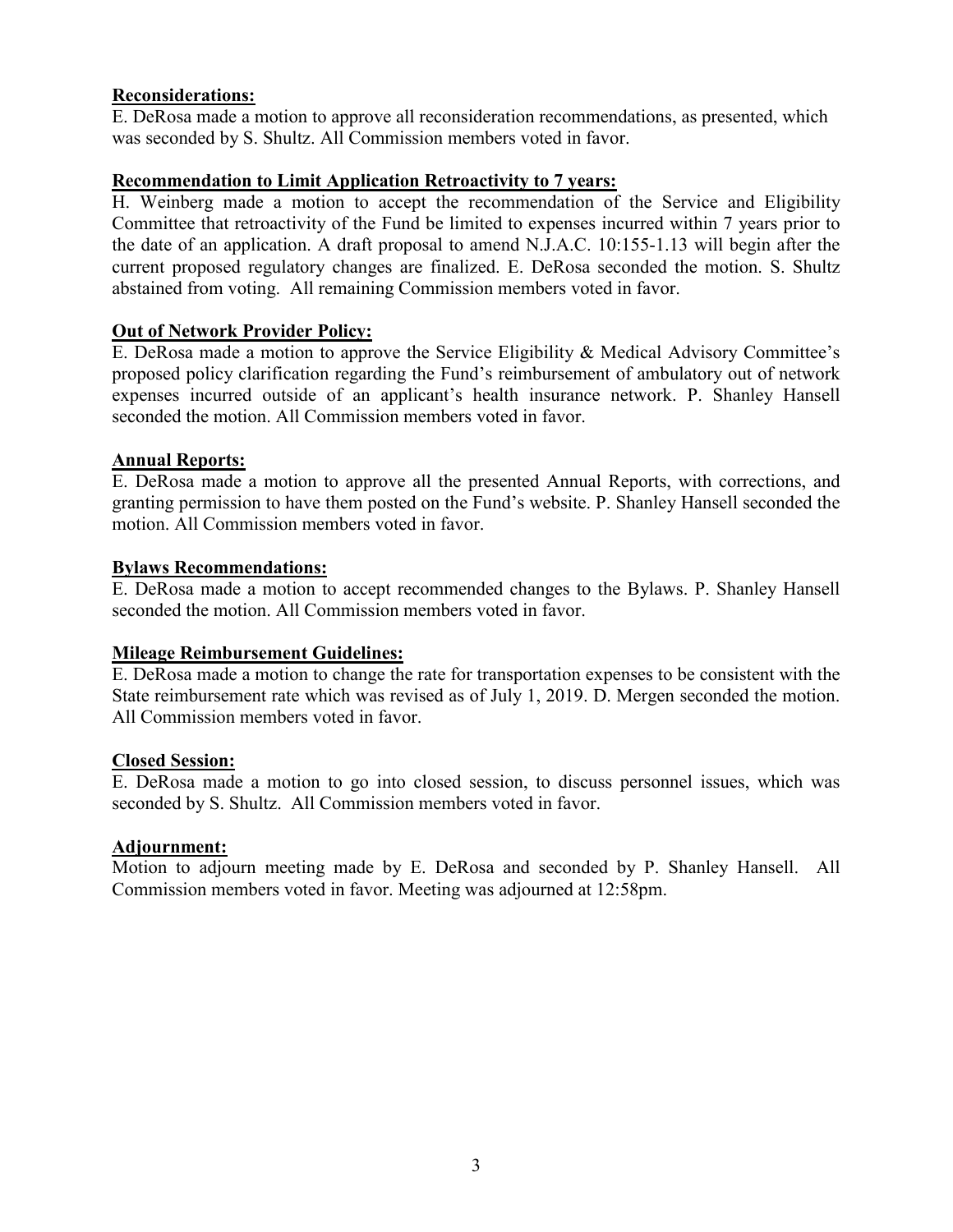**Reconsiderations:**
E. DeRosa made a motion to approve all reconsideration recommendations, as presented, which was seconded by S. Shultz. All Commission members voted in favor.

**Recommendation to Limit Application Retroactivity to 7 years:**
H. Weinberg made a motion to accept the recommendation of the Service and Eligibility Committee that retroactivity of the Fund be limited to expenses incurred within 7 years prior to the date of an application. A draft proposal to amend N.J.A.C. 10:155-1.13 will begin after the current proposed regulatory changes are finalized. E. DeRosa seconded the motion. S. Shultz abstained from voting. All remaining Commission members voted in favor.

**Out of Network Provider Policy:**
E. DeRosa made a motion to approve the Service Eligibility & Medical Advisory Committee's proposed policy clarification regarding the Fund's reimbursement of ambulatory out of network expenses incurred outside of an applicant's health insurance network. P. Shanley Hansell seconded the motion. All Commission members voted in favor.

**Annual Reports:**
E. DeRosa made a motion to approve all the presented Annual Reports, with corrections, and granting permission to have them posted on the Fund's website. P. Shanley Hansell seconded the motion. All Commission members voted in favor.

**Bylaws Recommendations:**
E. DeRosa made a motion to accept recommended changes to the Bylaws. P. Shanley Hansell seconded the motion. All Commission members voted in favor.

**Mileage Reimbursement Guidelines:**
E. DeRosa made a motion to change the rate for transportation expenses to be consistent with the State reimbursement rate which was revised as of July 1, 2019. D. Mergen seconded the motion. All Commission members voted in favor.

**Closed Session:**
E. DeRosa made a motion to go into closed session, to discuss personnel issues, which was seconded by S. Shultz. All Commission members voted in favor.

**Adjournment:**
Motion to adjourn meeting made by E. DeRosa and seconded by P. Shanley Hansell. All Commission members voted in favor. Meeting was adjourned at 12:58pm.